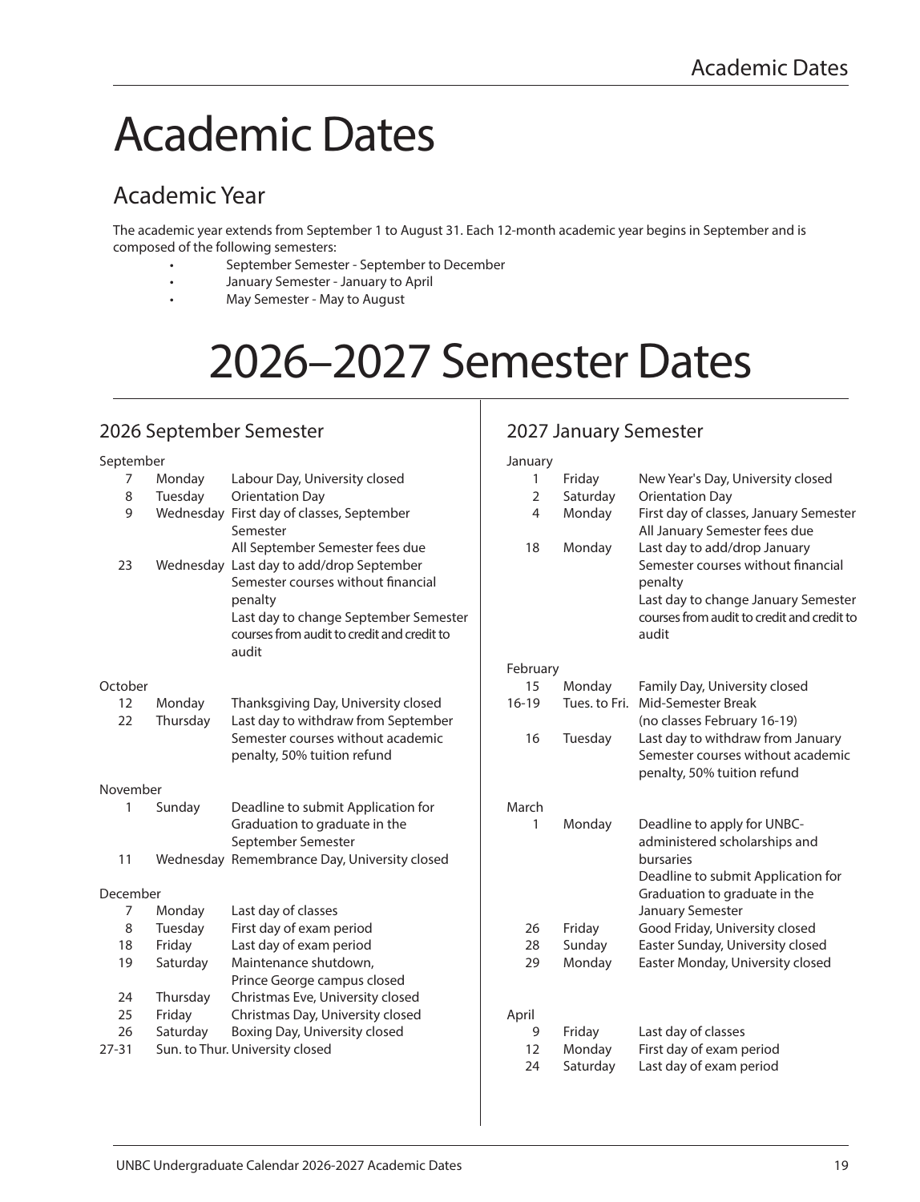# Academic Dates

## Academic Year

The academic year extends from September 1 to August 31. Each 12-month academic year begins in September and is composed of the following semesters:

- September Semester - September to December
- January Semester - January to April
- May Semester - May to August

# 2026–2027 Semester Dates

## 2026 September Semester

**September**

| Date | Day | Event |
|---|---|---|
| 7 | Monday | Labour Day, University closed |
| 8 | Tuesday | Orientation Day |
| 9 | Wednesday | First day of classes, September Semester<br>All September Semester fees due |
| 23 | Wednesday | Last day to add/drop September Semester courses without financial penalty<br>Last day to change September Semester courses from audit to credit and credit to audit |

**October**

| Date | Day | Event |
|---|---|---|
| 12 | Monday | Thanksgiving Day, University closed |
| 22 | Thursday | Last day to withdraw from September Semester courses without academic penalty, 50% tuition refund |

**November**

| Date | Day | Event |
|---|---|---|
| 1 | Sunday | Deadline to submit Application for Graduation to graduate in the September Semester |
| 11 | Wednesday | Remembrance Day, University closed |

**December**

| Date | Day | Event |
|---|---|---|
| 7 | Monday | Last day of classes |
| 8 | Tuesday | First day of exam period |
| 18 | Friday | Last day of exam period |
| 19 | Saturday | Maintenance shutdown, Prince George campus closed |
| 24 | Thursday | Christmas Eve, University closed |
| 25 | Friday | Christmas Day, University closed |
| 26 | Saturday | Boxing Day, University closed |
| 27-31 | Sun. to Thur. | University closed |

## 2027 January Semester

**January**

| Date | Day | Event |
|---|---|---|
| 1 | Friday | New Year's Day, University closed |
| 2 | Saturday | Orientation Day |
| 4 | Monday | First day of classes, January Semester<br>All January Semester fees due |
| 18 | Monday | Last day to add/drop January Semester courses without financial penalty<br>Last day to change January Semester courses from audit to credit and credit to audit |

**February**

| Date | Day | Event |
|---|---|---|
| 15 | Monday | Family Day, University closed |
| 16-19 | Tues. to Fri. | Mid-Semester Break (no classes February 16-19) |
| 16 | Tuesday | Last day to withdraw from January Semester courses without academic penalty, 50% tuition refund |

**March**

| Date | Day | Event |
|---|---|---|
| 1 | Monday | Deadline to apply for UNBC-administered scholarships and bursaries<br>Deadline to submit Application for Graduation to graduate in the January Semester |
| 26 | Friday | Good Friday, University closed |
| 28 | Sunday | Easter Sunday, University closed |
| 29 | Monday | Easter Monday, University closed |

**April**

| Date | Day | Event |
|---|---|---|
| 9 | Friday | Last day of classes |
| 12 | Monday | First day of exam period |
| 24 | Saturday | Last day of exam period |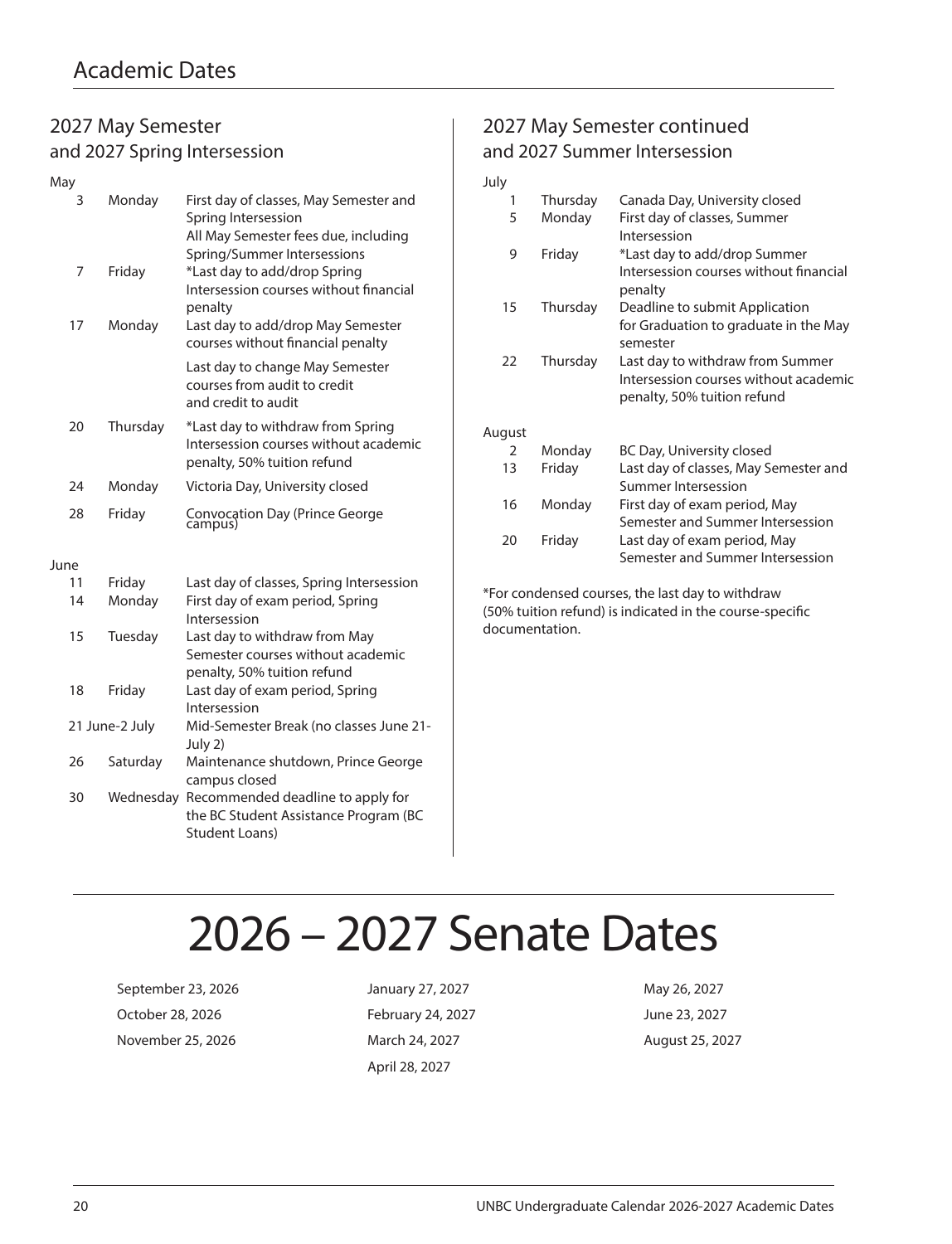# Academic Dates

## 2027 May Semester and 2027 Spring Intersession

**May**

| Date | Day | Event |
|---|---|---|
| 3 | Monday | First day of classes, May Semester and Spring Intersession<br>All May Semester fees due, including Spring/Summer Intersessions |
| 7 | Friday | *Last day to add/drop Spring Intersession courses without financial penalty |
| 17 | Monday | Last day to add/drop May Semester courses without financial penalty<br>Last day to change May Semester courses from audit to credit and credit to audit |
| 20 | Thursday | *Last day to withdraw from Spring Intersession courses without academic penalty, 50% tuition refund |
| 24 | Monday | Victoria Day, University closed |
| 28 | Friday | Convocation Day (Prince George campus) |

**June**

| Date | Day | Event |
|---|---|---|
| 11 | Friday | Last day of classes, Spring Intersession |
| 14 | Monday | First day of exam period, Spring Intersession |
| 15 | Tuesday | Last day to withdraw from May Semester courses without academic penalty, 50% tuition refund |
| 18 | Friday | Last day of exam period, Spring Intersession |
| 21 June-2 July | | Mid-Semester Break (no classes June 21-July 2) |
| 26 | Saturday | Maintenance shutdown, Prince George campus closed |
| 30 | Wednesday | Recommended deadline to apply for the BC Student Assistance Program (BC Student Loans) |

## 2027 May Semester continued and 2027 Summer Intersession

**July**

| Date | Day | Event |
|---|---|---|
| 1 | Thursday | Canada Day, University closed |
| 5 | Monday | First day of classes, Summer Intersession |
| 9 | Friday | *Last day to add/drop Summer Intersession courses without financial penalty |
| 15 | Thursday | Deadline to submit Application for Graduation to graduate in the May semester |
| 22 | Thursday | Last day to withdraw from Summer Intersession courses without academic penalty, 50% tuition refund |

**August**

| Date | Day | Event |
|---|---|---|
| 2 | Monday | BC Day, University closed |
| 13 | Friday | Last day of classes, May Semester and Summer Intersession |
| 16 | Monday | First day of exam period, May Semester and Summer Intersession |
| 20 | Friday | Last day of exam period, May Semester and Summer Intersession |

*For condensed courses, the last day to withdraw (50% tuition refund) is indicated in the course-specific documentation.

# 2026 – 2027 Senate Dates

- September 23, 2026
- October 28, 2026
- November 25, 2026
- January 27, 2027
- February 24, 2027
- March 24, 2027
- April 28, 2027
- May 26, 2027
- June 23, 2027
- August 25, 2027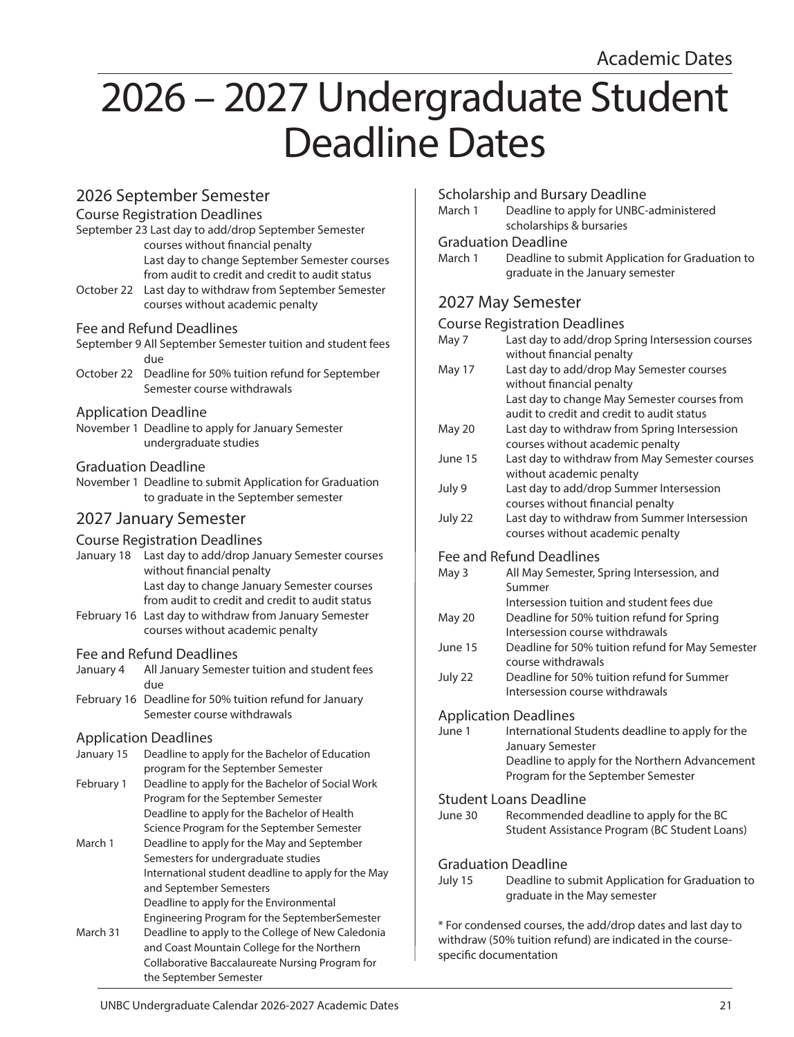# 2026 – 2027 Undergraduate Student Deadline Dates

## 2026 September Semester

### Course Registration Deadlines

September 23 Last day to add/drop September Semester courses without financial penalty
Last day to change September Semester courses from audit to credit and credit to audit status

October 22 Last day to withdraw from September Semester courses without academic penalty

### Fee and Refund Deadlines

September 9 All September Semester tuition and student fees due

October 22 Deadline for 50% tuition refund for September Semester course withdrawals

### Application Deadline

November 1 Deadline to apply for January Semester undergraduate studies

### Graduation Deadline

November 1 Deadline to submit Application for Graduation to graduate in the September semester

## 2027 January Semester

### Course Registration Deadlines

January 18 Last day to add/drop January Semester courses without financial penalty
Last day to change January Semester courses from audit to credit and credit to audit status

February 16 Last day to withdraw from January Semester courses without academic penalty

### Fee and Refund Deadlines

January 4 All January Semester tuition and student fees due

February 16 Deadline for 50% tuition refund for January Semester course withdrawals

### Application Deadlines

January 15 Deadline to apply for the Bachelor of Education program for the September Semester

February 1 Deadline to apply for the Bachelor of Social Work Program for the September Semester
Deadline to apply for the Bachelor of Health Science Program for the September Semester

March 1 Deadline to apply for the May and September Semesters for undergraduate studies
International student deadline to apply for the May and September Semesters
Deadline to apply for the Environmental Engineering Program for the SeptemberSemester

March 31 Deadline to apply to the College of New Caledonia and Coast Mountain College for the Northern Collaborative Baccalaureate Nursing Program for the September Semester

### Scholarship and Bursary Deadline

March 1 Deadline to apply for UNBC-administered scholarships & bursaries

### Graduation Deadline

March 1 Deadline to submit Application for Graduation to graduate in the January semester

## 2027 May Semester

### Course Registration Deadlines

May 7 Last day to add/drop Spring Intersession courses without financial penalty

May 17 Last day to add/drop May Semester courses without financial penalty
Last day to change May Semester courses from audit to credit and credit to audit status

May 20 Last day to withdraw from Spring Intersession courses without academic penalty

June 15 Last day to withdraw from May Semester courses without academic penalty

July 9 Last day to add/drop Summer Intersession courses without financial penalty

July 22 Last day to withdraw from Summer Intersession courses without academic penalty

### Fee and Refund Deadlines

May 3 All May Semester, Spring Intersession, and Summer
Intersession tuition and student fees due

May 20 Deadline for 50% tuition refund for Spring Intersession course withdrawals

June 15 Deadline for 50% tuition refund for May Semester course withdrawals

July 22 Deadline for 50% tuition refund for Summer Intersession course withdrawals

### Application Deadlines

June 1 International Students deadline to apply for the January Semester
Deadline to apply for the Northern Advancement Program for the September Semester

### Student Loans Deadline

June 30 Recommended deadline to apply for the BC Student Assistance Program (BC Student Loans)

### Graduation Deadline

July 15 Deadline to submit Application for Graduation to graduate in the May semester

* For condensed courses, the add/drop dates and last day to withdraw (50% tuition refund) are indicated in the course-specific documentation